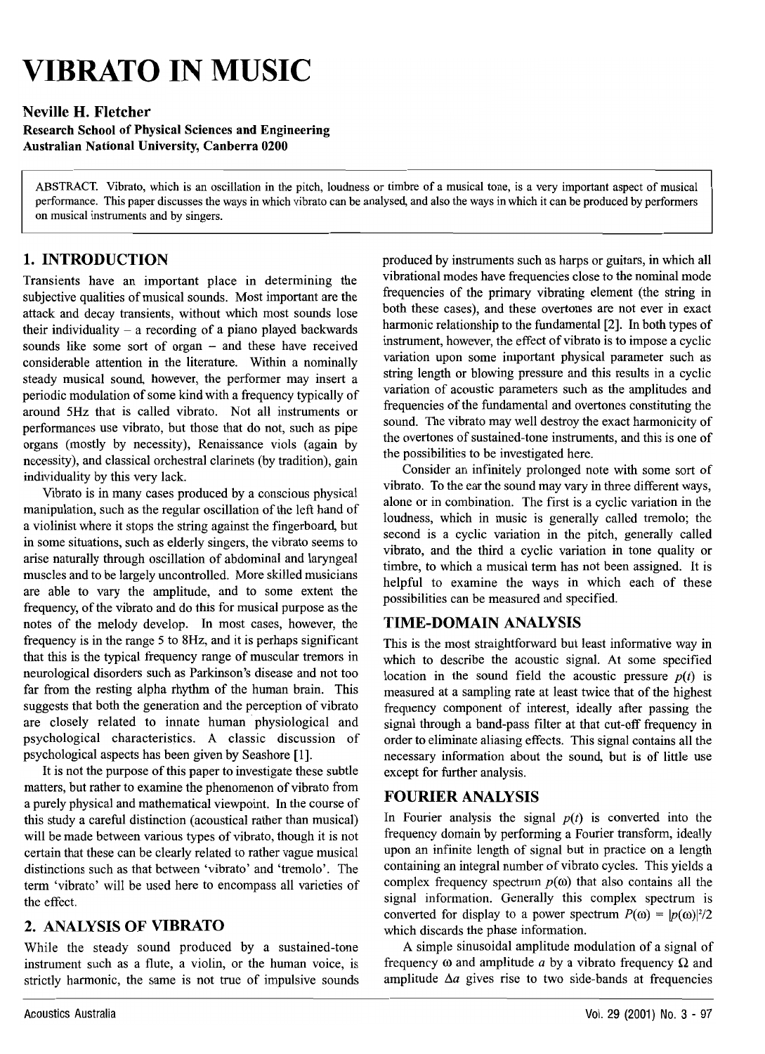# VIBRATO IN MUSIC

**Neville H. Fletcher**
**Research School of Physical Sciences and Engineering**
**Australian National University, Canberra 0200**

ABSTRACT. Vibrato, which is an oscillation in the pitch, loudness or timbre of a musical tone, is a very important aspect of musical performance. This paper discusses the ways in which vibrato can be analysed, and also the ways in which it can be produced by performers on musical instruments and by singers.

## 1. INTRODUCTION

Transients have an important place in determining the subjective qualities of musical sounds. Most important are the attack and decay transients, without which most sounds lose their individuality – a recording of a piano played backwards sounds like some sort of organ – and these have received considerable attention in the literature. Within a nominally steady musical sound, however, the performer may insert a periodic modulation of some kind with a frequency typically of around 5Hz that is called vibrato. Not all instruments or performances use vibrato, but those that do not, such as pipe organs (mostly by necessity), Renaissance viols (again by necessity), and classical orchestral clarinets (by tradition), gain individuality by this very lack.

Vibrato is in many cases produced by a conscious physical manipulation, such as the regular oscillation of the left hand of a violinist where it stops the string against the fingerboard, but in some situations, such as elderly singers, the vibrato seems to arise naturally through oscillation of abdominal and laryngeal muscles and to be largely uncontrolled. More skilled musicians are able to vary the amplitude, and to some extent the frequency, of the vibrato and do this for musical purpose as the notes of the melody develop. In most cases, however, the frequency is in the range 5 to 8Hz, and it is perhaps significant that this is the typical frequency range of muscular tremors in neurological disorders such as Parkinson's disease and not too far from the resting alpha rhythm of the human brain. This suggests that both the generation and the perception of vibrato are closely related to innate human physiological and psychological characteristics. A classic discussion of psychological aspects has been given by Seashore [1].

It is not the purpose of this paper to investigate these subtle matters, but rather to examine the phenomenon of vibrato from a purely physical and mathematical viewpoint. In the course of this study a careful distinction (acoustical rather than musical) will be made between various types of vibrato, though it is not certain that these can be clearly related to rather vague musical distinctions such as that between 'vibrato' and 'tremolo'. The term 'vibrato' will be used here to encompass all varieties of the effect.

## 2. ANALYSIS OF VIBRATO

While the steady sound produced by a sustained-tone instrument such as a flute, a violin, or the human voice, is strictly harmonic, the same is not true of impulsive sounds produced by instruments such as harps or guitars, in which all vibrational modes have frequencies close to the nominal mode frequencies of the primary vibrating element (the string in both these cases), and these overtones are not ever in exact harmonic relationship to the fundamental [2]. In both types of instrument, however, the effect of vibrato is to impose a cyclic variation upon some important physical parameter such as string length or blowing pressure and this results in a cyclic variation of acoustic parameters such as the amplitudes and frequencies of the fundamental and overtones constituting the sound. The vibrato may well destroy the exact harmonicity of the overtones of sustained-tone instruments, and this is one of the possibilities to be investigated here.

Consider an infinitely prolonged note with some sort of vibrato. To the ear the sound may vary in three different ways, alone or in combination. The first is a cyclic variation in the loudness, which in music is generally called tremolo; the second is a cyclic variation in the pitch, generally called vibrato, and the third a cyclic variation in tone quality or timbre, to which a musical term has not been assigned. It is helpful to examine the ways in which each of these possibilities can be measured and specified.

### TIME-DOMAIN ANALYSIS

This is the most straightforward but least informative way in which to describe the acoustic signal. At some specified location in the sound field the acoustic pressure $p(t)$ is measured at a sampling rate at least twice that of the highest frequency component of interest, ideally after passing the signal through a band-pass filter at that cut-off frequency in order to eliminate aliasing effects. This signal contains all the necessary information about the sound, but is of little use except for further analysis.

### FOURIER ANALYSIS

In Fourier analysis the signal $p(t)$ is converted into the frequency domain by performing a Fourier transform, ideally upon an infinite length of signal but in practice on a length containing an integral number of vibrato cycles. This yields a complex frequency spectrum $p(\omega)$ that also contains all the signal information. Generally this complex spectrum is converted for display to a power spectrum $P(\omega) = |p(\omega)|^2/2$ which discards the phase information.

A simple sinusoidal amplitude modulation of a signal of frequency $\omega$ and amplitude $a$ by a vibrato frequency $\Omega$ and amplitude $\Delta a$ gives rise to two side-bands at frequencies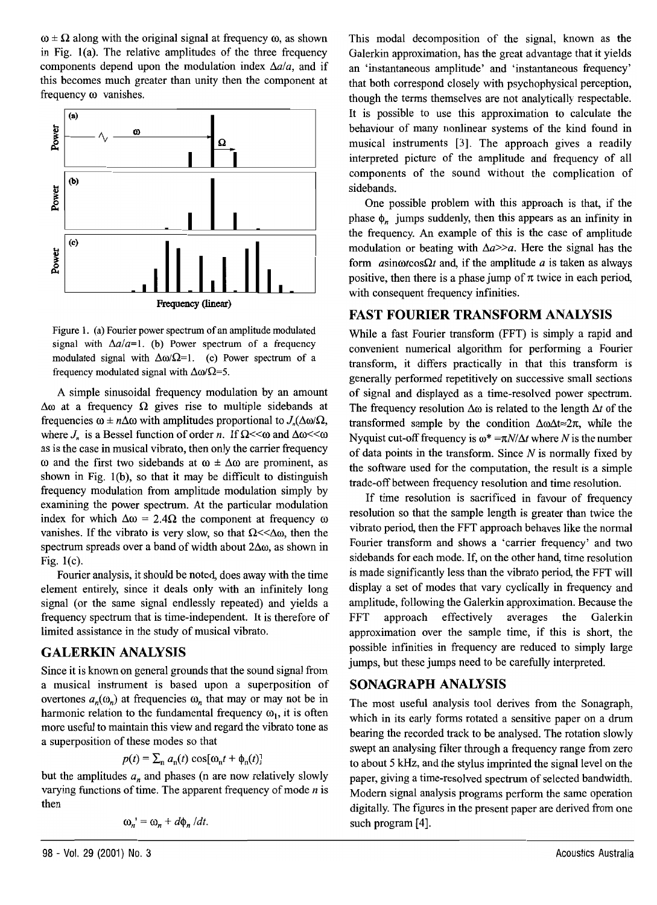$\omega \pm \Omega$ along with the original signal at frequency $\omega$, as shown in Fig. 1(a). The relative amplitudes of the three frequency components depend upon the modulation index $\Delta a/a$, and if this becomes much greater than unity then the component at frequency $\omega$ vanishes.

Figure 1. (a) Fourier power spectrum of an amplitude modulated signal with $\Delta a/a=1$. (b) Power spectrum of a frequency modulated signal with $\Delta\omega/\Omega=1$. (c) Power spectrum of a frequency modulated signal with $\Delta\omega/\Omega=5$.

A simple sinusoidal frequency modulation by an amount $\Delta\omega$ at a frequency $\Omega$ gives rise to multiple sidebands at frequencies $\omega \pm n\Delta\omega$ with amplitudes proportional to $J_n(\Delta\omega/\Omega$, where $J_n$ is a Bessel function of order $n$. If $\Omega \ll \omega$ and $\Delta\omega \ll \omega$ as is the case in musical vibrato, then only the carrier frequency $\omega$ and the first two sidebands at $\omega \pm \Delta\omega$ are prominent, as shown in Fig. 1(b), so that it may be difficult to distinguish frequency modulation from amplitude modulation simply by examining the power spectrum. At the particular modulation index for which $\Delta\omega = 2.4\Omega$ the component at frequency $\omega$ vanishes. If the vibrato is very slow, so that $\Omega \ll \Delta\omega$, then the spectrum spreads over a band of width about $2\Delta\omega$, as shown in Fig. 1(c).

Fourier analysis, it should be noted, does away with the time element entirely, since it deals only with an infinitely long signal (or the same signal endlessly repeated) and yields a frequency spectrum that is time-independent. It is therefore of limited assistance in the study of musical vibrato.

## GALERKIN ANALYSIS

Since it is known on general grounds that the sound signal from a musical instrument is based upon a superposition of overtones $a_n(\omega_n)$ at frequencies $\omega_n$ that may or may not be in harmonic relation to the fundamental frequency $\omega_1$, it is often more useful to maintain this view and regard the vibrato tone as a superposition of these modes so that

$$p(t) = \Sigma_n \, a_n(t) \cos[\omega_n t + \phi_n(t)]$$

but the amplitudes $a_n$ and phases (n are now relatively slowly varying functions of time. The apparent frequency of mode $n$ is then

$$\omega_n' = \omega_n + d\phi_n/dt.$$

This modal decomposition of the signal, known as the Galerkin approximation, has the great advantage that it yields an 'instantaneous amplitude' and 'instantaneous frequency' that both correspond closely with psychophysical perception, though the terms themselves are not analytically respectable. It is possible to use this approximation to calculate the behaviour of many nonlinear systems of the kind found in musical instruments [3]. The approach gives a readily interpreted picture of the amplitude and frequency of all components of the sound without the complication of sidebands.

One possible problem with this approach is that, if the phase $\phi_n$ jumps suddenly, then this appears as an infinity in the frequency. An example of this is the case of amplitude modulation or beating with $\Delta a \gg a$. Here the signal has the form $a \sin\omega t \cos\Omega t$ and, if the amplitude $a$ is taken as always positive, then there is a phase jump of $\pi$ twice in each period, with consequent frequency infinities.

## FAST FOURIER TRANSFORM ANALYSIS

While a fast Fourier transform (FFT) is simply a rapid and convenient numerical algorithm for performing a Fourier transform, it differs practically in that this transform is generally performed repetitively on successive small sections of signal and displayed as a time-resolved power spectrum. The frequency resolution $\Delta\omega$ is related to the length $\Delta t$ of the transformed sample by the condition $\Delta\omega\Delta t \approx 2\pi$, while the Nyquist cut-off frequency is $\omega^* = \pi N/\Delta t$ where $N$ is the number of data points in the transform. Since $N$ is normally fixed by the software used for the computation, the result is a simple trade-off between frequency resolution and time resolution.

If time resolution is sacrificed in favour of frequency resolution so that the sample length is greater than twice the vibrato period, then the FFT approach behaves like the normal Fourier transform and shows a 'carrier frequency' and two sidebands for each mode. If, on the other hand, time resolution is made significantly less than the vibrato period, the FFT will display a set of modes that vary cyclically in frequency and amplitude, following the Galerkin approximation. Because the FFT approach effectively averages the Galerkin approximation over the sample time, if this is short, the possible infinities in frequency are reduced to simply large jumps, but these jumps need to be carefully interpreted.

## SONAGRAPH ANALYSIS

The most useful analysis tool derives from the Sonagraph, which in its early forms rotated a sensitive paper on a drum bearing the recorded track to be analysed. The rotation slowly swept an analysing filter through a frequency range from zero to about 5 kHz, and the stylus imprinted the signal level on the paper, giving a time-resolved spectrum of selected bandwidth. Modern signal analysis programs perform the same operation digitally. The figures in the present paper are derived from one such program [4].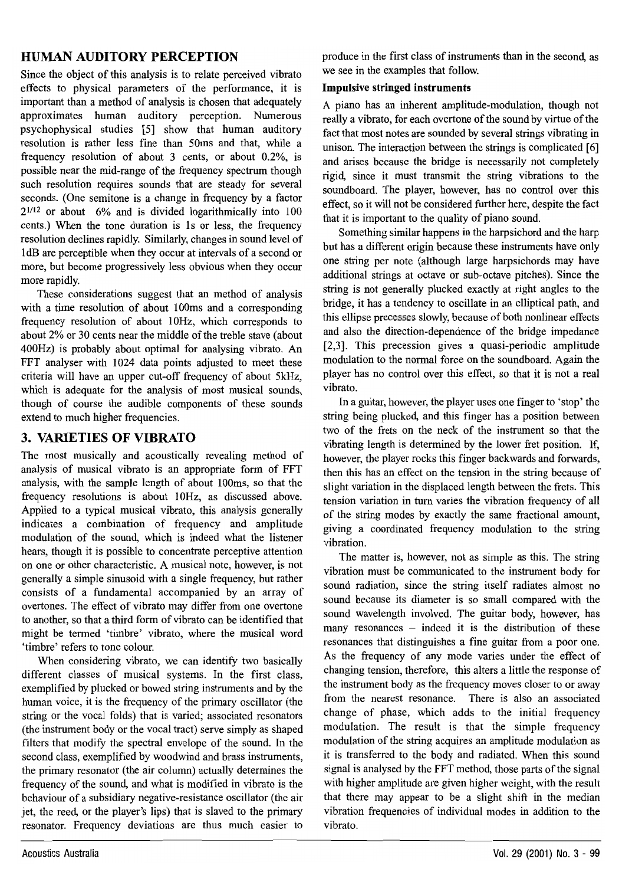## HUMAN AUDITORY PERCEPTION

Since the object of this analysis is to relate perceived vibrato effects to physical parameters of the performance, it is important than a method of analysis is chosen that adequately approximates human auditory perception. Numerous psychophysical studies [5] show that human auditory resolution is rather less fine than 50ms and that, while a frequency resolution of about 3 cents, or about 0.2%, is possible near the mid-range of the frequency spectrum though such resolution requires sounds that are steady for several seconds. (One semitone is a change in frequency by a factor $2^{1/12}$ or about 6% and is divided logarithmically into 100 cents.) When the tone duration is 1s or less, the frequency resolution declines rapidly. Similarly, changes in sound level of 1dB are perceptible when they occur at intervals of a second or more, but become progressively less obvious when they occur more rapidly.

These considerations suggest that an method of analysis with a time resolution of about 100ms and a corresponding frequency resolution of about 10Hz, which corresponds to about 2% or 30 cents near the middle of the treble stave (about 400Hz) is probably about optimal for analysing vibrato. An FFT analyser with 1024 data points adjusted to meet these criteria will have an upper cut-off frequency of about 5kHz, which is adequate for the analysis of most musical sounds, though of course the audible components of these sounds extend to much higher frequencies.

## 3. VARIETIES OF VIBRATO

The most musically and acoustically revealing method of analysis of musical vibrato is an appropriate form of FFT analysis, with the sample length of about 100ms, so that the frequency resolutions is about 10Hz, as discussed above. Applied to a typical musical vibrato, this analysis generally indicates a combination of frequency and amplitude modulation of the sound, which is indeed what the listener hears, though it is possible to concentrate perceptive attention on one or other characteristic. A musical note, however, is not generally a simple sinusoid with a single frequency, but rather consists of a fundamental accompanied by an array of overtones. The effect of vibrato may differ from one overtone to another, so that a third form of vibrato can be identified that might be termed 'timbre' vibrato, where the musical word 'timbre' refers to tone colour.

When considering vibrato, we can identify two basically different classes of musical systems. In the first class, exemplified by plucked or bowed string instruments and by the human voice, it is the frequency of the primary oscillator (the string or the vocal folds) that is varied; associated resonators (the instrument body or the vocal tract) serve simply as shaped filters that modify the spectral envelope of the sound. In the second class, exemplified by woodwind and brass instruments, the primary resonator (the air column) actually determines the frequency of the sound, and what is modified in vibrato is the behaviour of a subsidiary negative-resistance oscillator (the air jet, the reed, or the player's lips) that is slaved to the primary resonator. Frequency deviations are thus much easier to produce in the first class of instruments than in the second, as we see in the examples that follow.

### Impulsive stringed instruments

A piano has an inherent amplitude-modulation, though not really a vibrato, for each overtone of the sound by virtue of the fact that most notes are sounded by several strings vibrating in unison. The interaction between the strings is complicated [6] and arises because the bridge is necessarily not completely rigid, since it must transmit the string vibrations to the soundboard. The player, however, has no control over this effect, so it will not be considered further here, despite the fact that it is important to the quality of piano sound.

Something similar happens in the harpsichord and the harp but has a different origin because these instruments have only one string per note (although large harpsichords may have additional strings at octave or sub-octave pitches). Since the string is not generally plucked exactly at right angles to the bridge, it has a tendency to oscillate in an elliptical path, and this ellipse precesses slowly, because of both nonlinear effects and also the direction-dependence of the bridge impedance [2,3]. This precession gives a quasi-periodic amplitude modulation to the normal force on the soundboard. Again the player has no control over this effect, so that it is not a real vibrato.

In a guitar, however, the player uses one finger to 'stop' the string being plucked, and this finger has a position between two of the frets on the neck of the instrument so that the vibrating length is determined by the lower fret position. If, however, the player rocks this finger backwards and forwards, then this has an effect on the tension in the string because of slight variation in the displaced length between the frets. This tension variation in turn varies the vibration frequency of all of the string modes by exactly the same fractional amount, giving a coordinated frequency modulation to the string vibration.

The matter is, however, not as simple as this. The string vibration must be communicated to the instrument body for sound radiation, since the string itself radiates almost no sound because its diameter is so small compared with the sound wavelength involved. The guitar body, however, has many resonances – indeed it is the distribution of these resonances that distinguishes a fine guitar from a poor one. As the frequency of any mode varies under the effect of changing tension, therefore, this alters a little the response of the instrument body as the frequency moves closer to or away from the nearest resonance. There is also an associated change of phase, which adds to the initial frequency modulation. The result is that the simple frequency modulation of the string acquires an amplitude modulation as it is transferred to the body and radiated. When this sound signal is analysed by the FFT method, those parts of the signal with higher amplitude are given higher weight, with the result that there may appear to be a slight shift in the median vibration frequencies of individual modes in addition to the vibrato.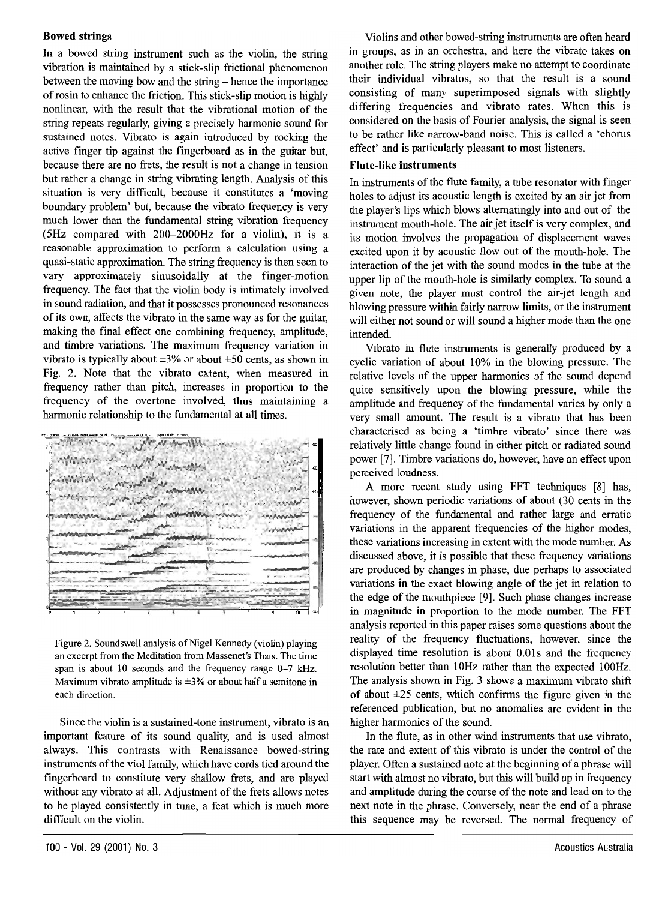### Bowed strings

In a bowed string instrument such as the violin, the string vibration is maintained by a stick-slip frictional phenomenon between the moving bow and the string – hence the importance of rosin to enhance the friction. This stick-slip motion is highly nonlinear, with the result that the vibrational motion of the string repeats regularly, giving a precisely harmonic sound for sustained notes. Vibrato is again introduced by rocking the active finger tip against the fingerboard as in the guitar but, because there are no frets, the result is not a change in tension but rather a change in string vibrating length. Analysis of this situation is very difficult, because it constitutes a 'moving boundary problem' but, because the vibrato frequency is very much lower than the fundamental string vibration frequency (5Hz compared with 200–2000Hz for a violin), it is a reasonable approximation to perform a calculation using a quasi-static approximation. The string frequency is then seen to vary approximately sinusoidally at the finger-motion frequency. The fact that the violin body is intimately involved in sound radiation, and that it possesses pronounced resonances of its own, affects the vibrato in the same way as for the guitar, making the final effect one combining frequency, amplitude, and timbre variations. The maximum frequency variation in vibrato is typically about ±3% or about ±50 cents, as shown in Fig. 2. Note that the vibrato extent, when measured in frequency rather than pitch, increases in proportion to the frequency of the overtone involved, thus maintaining a harmonic relationship to the fundamental at all times.

Figure 2. Soundswell analysis of Nigel Kennedy (violin) playing an excerpt from the Meditation from Massenet's Thaïs. The time span is about 10 seconds and the frequency range 0–7 kHz. Maximum vibrato amplitude is ±3% or about half a semitone in each direction.

Since the violin is a sustained-tone instrument, vibrato is an important feature of its sound quality, and is used almost always. This contrasts with Renaissance bowed-string instruments of the viol family, which have cords tied around the fingerboard to constitute very shallow frets, and are played without any vibrato at all. Adjustment of the frets allows notes to be played consistently in tune, a feat which is much more difficult on the violin.

Violins and other bowed-string instruments are often heard in groups, as in an orchestra, and here the vibrato takes on another role. The string players make no attempt to coordinate their individual vibratos, so that the result is a sound consisting of many superimposed signals with slightly differing frequencies and vibrato rates. When this is considered on the basis of Fourier analysis, the signal is seen to be rather like narrow-band noise. This is called a 'chorus effect' and is particularly pleasant to most listeners.

### Flute-like instruments

In instruments of the flute family, a tube resonator with finger holes to adjust its acoustic length is excited by an air jet from the player's lips which blows alternatingly into and out of the instrument mouth-hole. The air jet itself is very complex, and its motion involves the propagation of displacement waves excited upon it by acoustic flow out of the mouth-hole. The interaction of the jet with the sound modes in the tube at the upper lip of the mouth-hole is similarly complex. To sound a given note, the player must control the air-jet length and blowing pressure within fairly narrow limits, or the instrument will either not sound or will sound a higher mode than the one intended.

Vibrato in flute instruments is generally produced by a cyclic variation of about 10% in the blowing pressure. The relative levels of the upper harmonics of the sound depend quite sensitively upon the blowing pressure, while the amplitude and frequency of the fundamental varies by only a very small amount. The result is a vibrato that has been characterised as being a 'timbre vibrato' since there was relatively little change found in either pitch or radiated sound power [7]. Timbre variations do, however, have an effect upon perceived loudness.

A more recent study using FFT techniques [8] has, however, shown periodic variations of about (30 cents in the frequency of the fundamental and rather large and erratic variations in the apparent frequencies of the higher modes, these variations increasing in extent with the mode number. As discussed above, it is possible that these frequency variations are produced by changes in phase, due perhaps to associated variations in the exact blowing angle of the jet in relation to the edge of the mouthpiece [9]. Such phase changes increase in magnitude in proportion to the mode number. The FFT analysis reported in this paper raises some questions about the reality of the frequency fluctuations, however, since the displayed time resolution is about 0.01s and the frequency resolution better than 10Hz rather than the expected 100Hz. The analysis shown in Fig. 3 shows a maximum vibrato shift of about ±25 cents, which confirms the figure given in the referenced publication, but no anomalies are evident in the higher harmonics of the sound.

In the flute, as in other wind instruments that use vibrato, the rate and extent of this vibrato is under the control of the player. Often a sustained note at the beginning of a phrase will start with almost no vibrato, but this will build up in frequency and amplitude during the course of the note and lead on to the next note in the phrase. Conversely, near the end of a phrase this sequence may be reversed. The normal frequency of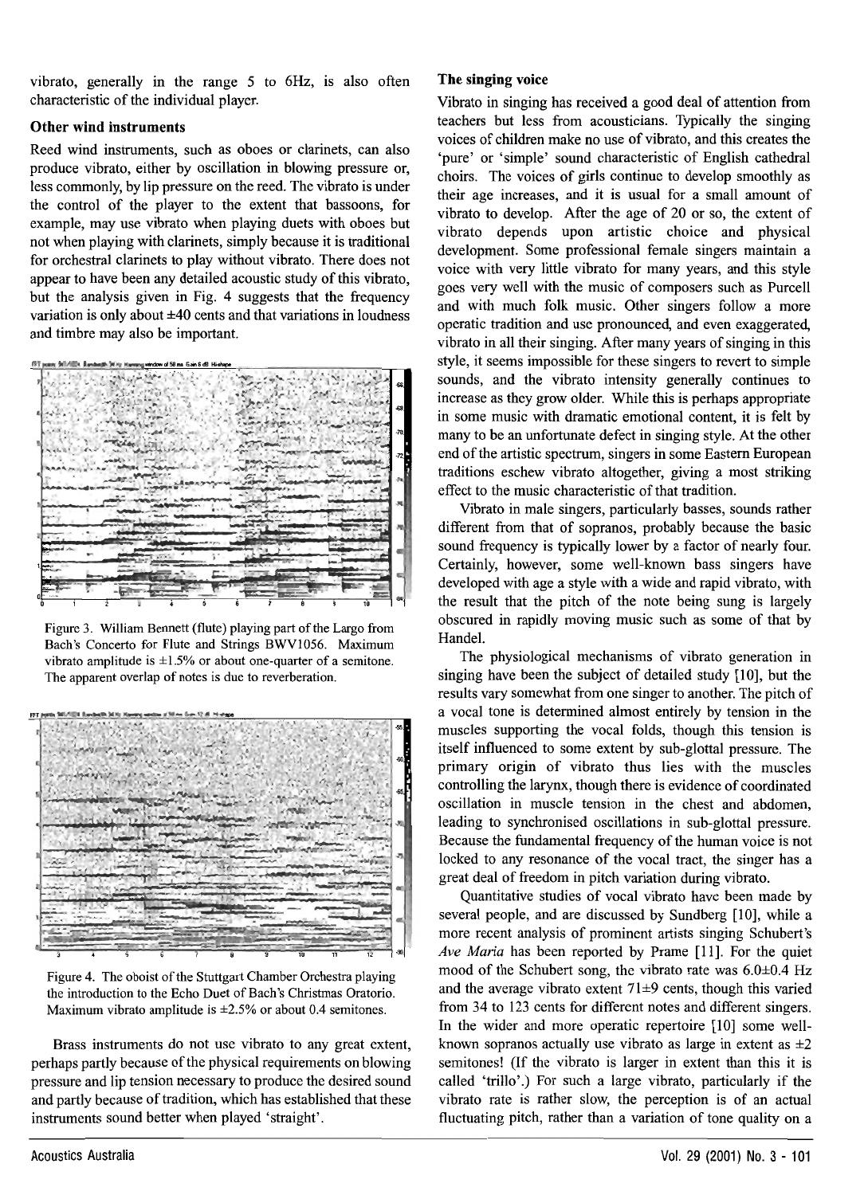vibrato, generally in the range 5 to 6Hz, is also often characteristic of the individual player.

### Other wind instruments

Reed wind instruments, such as oboes or clarinets, can also produce vibrato, either by oscillation in blowing pressure or, less commonly, by lip pressure on the reed. The vibrato is under the control of the player to the extent that bassoons, for example, may use vibrato when playing duets with oboes but not when playing with clarinets, simply because it is traditional for orchestral clarinets to play without vibrato. There does not appear to have been any detailed acoustic study of this vibrato, but the analysis given in Fig. 4 suggests that the frequency variation is only about ±40 cents and that variations in loudness and timbre may also be important.

Figure 3. William Bennett (flute) playing part of the Largo from Bach's Concerto for Flute and Strings BWV1056. Maximum vibrato amplitude is ±1.5% or about one-quarter of a semitone. The apparent overlap of notes is due to reverberation.

Figure 4. The oboist of the Stuttgart Chamber Orchestra playing the introduction to the Echo Duet of Bach's Christmas Oratorio. Maximum vibrato amplitude is ±2.5% or about 0.4 semitones.

Brass instruments do not use vibrato to any great extent, perhaps partly because of the physical requirements on blowing pressure and lip tension necessary to produce the desired sound and partly because of tradition, which has established that these instruments sound better when played 'straight'.

### The singing voice

Vibrato in singing has received a good deal of attention from teachers but less from acousticians. Typically the singing voices of children make no use of vibrato, and this creates the 'pure' or 'simple' sound characteristic of English cathedral choirs. The voices of girls continue to develop smoothly as their age increases, and it is usual for a small amount of vibrato to develop. After the age of 20 or so, the extent of vibrato depends upon artistic choice and physical development. Some professional female singers maintain a voice with very little vibrato for many years, and this style goes very well with the music of composers such as Purcell and with much folk music. Other singers follow a more operatic tradition and use pronounced, and even exaggerated, vibrato in all their singing. After many years of singing in this style, it seems impossible for these singers to revert to simple sounds, and the vibrato intensity generally continues to increase as they grow older. While this is perhaps appropriate in some music with dramatic emotional content, it is felt by many to be an unfortunate defect in singing style. At the other end of the artistic spectrum, singers in some Eastern European traditions eschew vibrato altogether, giving a most striking effect to the music characteristic of that tradition.

Vibrato in male singers, particularly basses, sounds rather different from that of sopranos, probably because the basic sound frequency is typically lower by a factor of nearly four. Certainly, however, some well-known bass singers have developed with age a style with a wide and rapid vibrato, with the result that the pitch of the note being sung is largely obscured in rapidly moving music such as some of that by Handel.

The physiological mechanisms of vibrato generation in singing have been the subject of detailed study [10], but the results vary somewhat from one singer to another. The pitch of a vocal tone is determined almost entirely by tension in the muscles supporting the vocal folds, though this tension is itself influenced to some extent by sub-glottal pressure. The primary origin of vibrato thus lies with the muscles controlling the larynx, though there is evidence of coordinated oscillation in muscle tension in the chest and abdomen, leading to synchronised oscillations in sub-glottal pressure. Because the fundamental frequency of the human voice is not locked to any resonance of the vocal tract, the singer has a great deal of freedom in pitch variation during vibrato.

Quantitative studies of vocal vibrato have been made by several people, and are discussed by Sundberg [10], while a more recent analysis of prominent artists singing Schubert's *Ave Maria* has been reported by Prame [11]. For the quiet mood of the Schubert song, the vibrato rate was 6.0±0.4 Hz and the average vibrato extent 71±9 cents, though this varied from 34 to 123 cents for different notes and different singers. In the wider and more operatic repertoire [10] some well-known sopranos actually use vibrato as large in extent as ±2 semitones! (If the vibrato is larger in extent than this it is called 'trillo'.) For such a large vibrato, particularly if the vibrato rate is rather slow, the perception is of an actual fluctuating pitch, rather than a variation of tone quality on a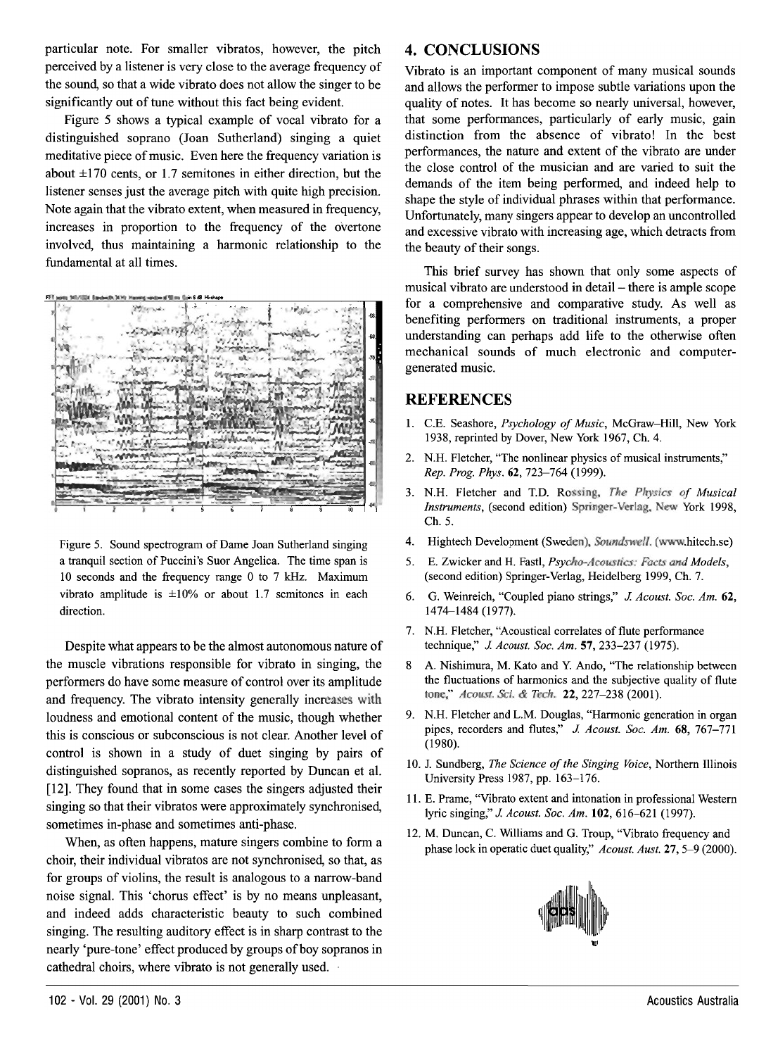particular note. For smaller vibratos, however, the pitch perceived by a listener is very close to the average frequency of the sound, so that a wide vibrato does not allow the singer to be significantly out of tune without this fact being evident.

Figure 5 shows a typical example of vocal vibrato for a distinguished soprano (Joan Sutherland) singing a quiet meditative piece of music. Even here the frequency variation is about ±170 cents, or 1.7 semitones in either direction, but the listener senses just the average pitch with quite high precision. Note again that the vibrato extent, when measured in frequency, increases in proportion to the frequency of the overtone involved, thus maintaining a harmonic relationship to the fundamental at all times.

Figure 5. Sound spectrogram of Dame Joan Sutherland singing a tranquil section of Puccini's Suor Angelica. The time span is 10 seconds and the frequency range 0 to 7 kHz. Maximum vibrato amplitude is ±10% or about 1.7 semitones in each direction.

Despite what appears to be the almost autonomous nature of the muscle vibrations responsible for vibrato in singing, the performers do have some measure of control over its amplitude and frequency. The vibrato intensity generally increases with loudness and emotional content of the music, though whether this is conscious or subconscious is not clear. Another level of control is shown in a study of duet singing by pairs of distinguished sopranos, as recently reported by Duncan et al. [12]. They found that in some cases the singers adjusted their singing so that their vibratos were approximately synchronised, sometimes in-phase and sometimes anti-phase.

When, as often happens, mature singers combine to form a choir, their individual vibratos are not synchronised, so that, as for groups of violins, the result is analogous to a narrow-band noise signal. This 'chorus effect' is by no means unpleasant, and indeed adds characteristic beauty to such combined singing. The resulting auditory effect is in sharp contrast to the nearly 'pure-tone' effect produced by groups of boy sopranos in cathedral choirs, where vibrato is not generally used.

## 4. CONCLUSIONS

Vibrato is an important component of many musical sounds and allows the performer to impose subtle variations upon the quality of notes. It has become so nearly universal, however, that some performances, particularly of early music, gain distinction from the absence of vibrato! In the best performances, the nature and extent of the vibrato are under the close control of the musician and are varied to suit the demands of the item being performed, and indeed help to shape the style of individual phrases within that performance. Unfortunately, many singers appear to develop an uncontrolled and excessive vibrato with increasing age, which detracts from the beauty of their songs.

This brief survey has shown that only some aspects of musical vibrato are understood in detail – there is ample scope for a comprehensive and comparative study. As well as benefiting performers on traditional instruments, a proper understanding can perhaps add life to the otherwise often mechanical sounds of much electronic and computer-generated music.

## REFERENCES

1. C.E. Seashore, *Psychology of Music*, McGraw–Hill, New York 1938, reprinted by Dover, New York 1967, Ch. 4.
2. N.H. Fletcher, "The nonlinear physics of musical instruments," *Rep. Prog. Phys.* **62**, 723–764 (1999).
3. N.H. Fletcher and T.D. Rossing, *The Physics of Musical Instruments*, (second edition) Springer-Verlag, New York 1998, Ch. 5.
4. Hightech Development (Sweden), *Soundswell*. (www.hitech.se)
5. E. Zwicker and H. Fastl, *Psycho-Acoustics: Facts and Models*, (second edition) Springer-Verlag, Heidelberg 1999, Ch. 7.
6. G. Weinreich, "Coupled piano strings," *J. Acoust. Soc. Am.* **62**, 1474–1484 (1977).
7. N.H. Fletcher, "Acoustical correlates of flute performance technique," *J. Acoust. Soc. Am.* **57**, 233–237 (1975).
8. A. Nishimura, M. Kato and Y. Ando, "The relationship between the fluctuations of harmonics and the subjective quality of flute tone," *Acoust. Sci. & Tech.* **22**, 227–238 (2001).
9. N.H. Fletcher and L.M. Douglas, "Harmonic generation in organ pipes, recorders and flutes," *J. Acoust. Soc. Am.* **68**, 767–771 (1980).
10. J. Sundberg, *The Science of the Singing Voice*, Northern Illinois University Press 1987, pp. 163–176.
11. E. Prame, "Vibrato extent and intonation in professional Western lyric singing," *J. Acoust. Soc. Am.* **102**, 616–621 (1997).
12. M. Duncan, C. Williams and G. Troup, "Vibrato frequency and phase lock in operatic duet quality," *Acoust. Aust.* **27**, 5–9 (2000).